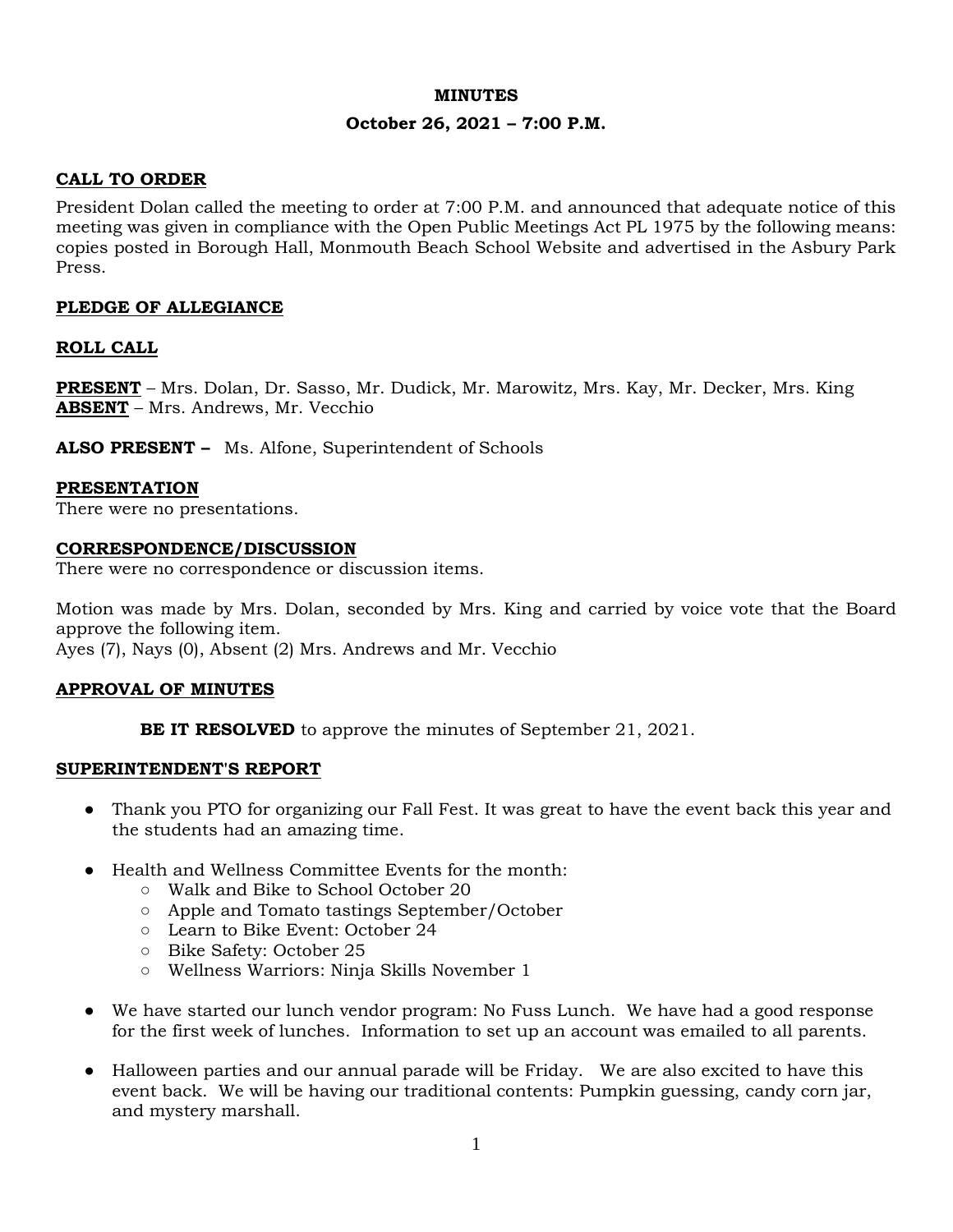**MINUTES**

**October 26, 2021 – 7:00 P.M.**

## CALL TO ORDER

President Dolan called the meeting to order at 7:00 P.M. and announced that adequate notice of this meeting was given in compliance with the Open Public Meetings Act PL 1975 by the following means: copies posted in Borough Hall, Monmouth Beach School Website and advertised in the Asbury Park Press.

## PLEDGE OF ALLEGIANCE

## ROLL CALL

**PRESENT** – Mrs. Dolan, Dr. Sasso, Mr. Dudick, Mr. Marowitz, Mrs. Kay, Mr. Decker, Mrs. King
**ABSENT** – Mrs. Andrews, Mr. Vecchio

**ALSO PRESENT –** Ms. Alfone, Superintendent of Schools

## PRESENTATION

There were no presentations.

## CORRESPONDENCE/DISCUSSION

There were no correspondence or discussion items.

Motion was made by Mrs. Dolan, seconded by Mrs. King and carried by voice vote that the Board approve the following item.
Ayes (7), Nays (0), Absent (2) Mrs. Andrews and Mr. Vecchio

## APPROVAL OF MINUTES

**BE IT RESOLVED** to approve the minutes of September 21, 2021.

## SUPERINTENDENT'S REPORT

- Thank you PTO for organizing our Fall Fest. It was great to have the event back this year and the students had an amazing time.
- Health and Wellness Committee Events for the month:
  - Walk and Bike to School October 20
  - Apple and Tomato tastings September/October
  - Learn to Bike Event: October 24
  - Bike Safety: October 25
  - Wellness Warriors: Ninja Skills November 1
- We have started our lunch vendor program: No Fuss Lunch. We have had a good response for the first week of lunches. Information to set up an account was emailed to all parents.
- Halloween parties and our annual parade will be Friday. We are also excited to have this event back. We will be having our traditional contents: Pumpkin guessing, candy corn jar, and mystery marshall.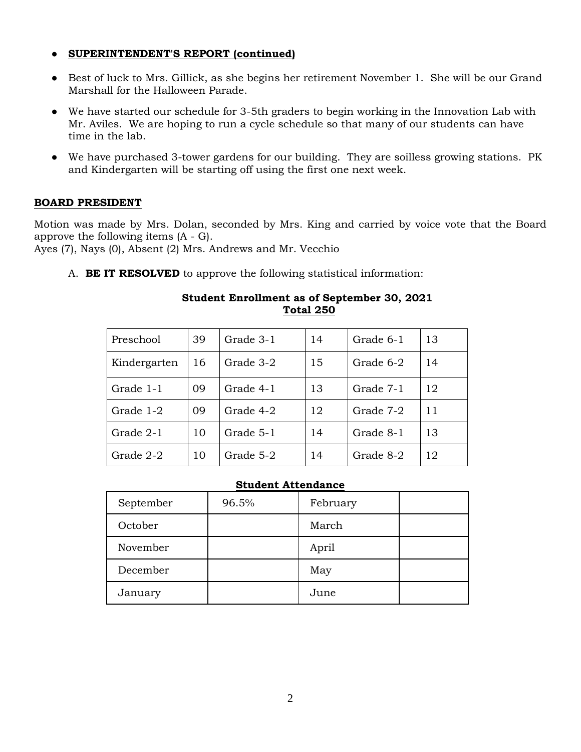- **SUPERINTENDENT'S REPORT (continued)**

- Best of luck to Mrs. Gillick, as she begins her retirement November 1. She will be our Grand Marshall for the Halloween Parade.

- We have started our schedule for 3-5th graders to begin working in the Innovation Lab with Mr. Aviles. We are hoping to run a cycle schedule so that many of our students can have time in the lab.

- We have purchased 3-tower gardens for our building. They are soilless growing stations. PK and Kindergarten will be starting off using the first one next week.

## BOARD PRESIDENT

Motion was made by Mrs. Dolan, seconded by Mrs. King and carried by voice vote that the Board approve the following items (A - G).
Ayes (7), Nays (0), Absent (2) Mrs. Andrews and Mr. Vecchio

A. **BE IT RESOLVED** to approve the following statistical information:

**Student Enrollment as of September 30, 2021**
**Total 250**

| Preschool | 39 | Grade 3-1 | 14 | Grade 6-1 | 13 |
|---|---|---|---|---|---|
| Kindergarten | 16 | Grade 3-2 | 15 | Grade 6-2 | 14 |
| Grade 1-1 | 09 | Grade 4-1 | 13 | Grade 7-1 | 12 |
| Grade 1-2 | 09 | Grade 4-2 | 12 | Grade 7-2 | 11 |
| Grade 2-1 | 10 | Grade 5-1 | 14 | Grade 8-1 | 13 |
| Grade 2-2 | 10 | Grade 5-2 | 14 | Grade 8-2 | 12 |

**Student Attendance**

| September | 96.5% | February | |
|---|---|---|---|
| October | | March | |
| November | | April | |
| December | | May | |
| January | | June | |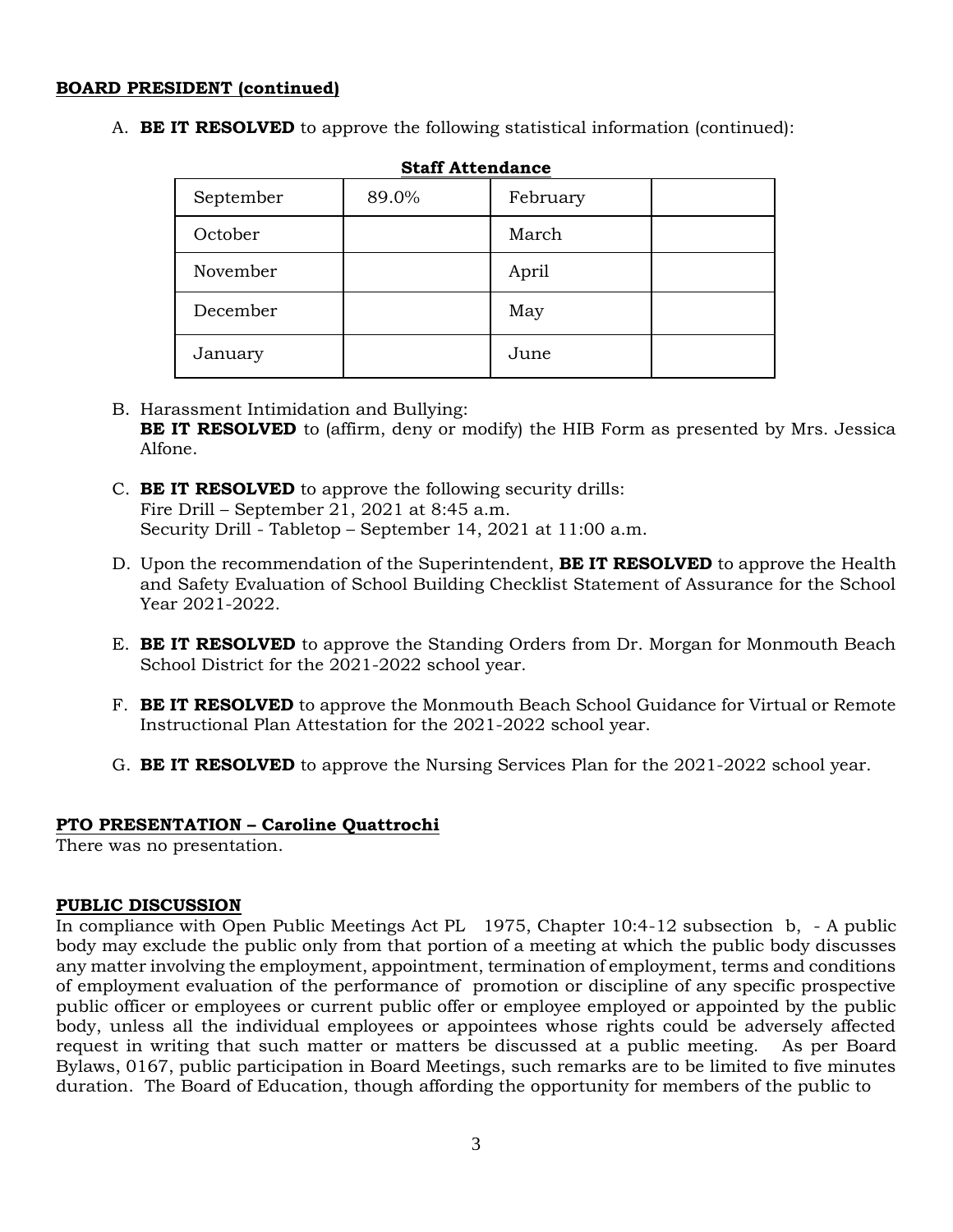**BOARD PRESIDENT (continued)**

A. **BE IT RESOLVED** to approve the following statistical information (continued):

**Staff Attendance**

| September | 89.0% | February | |
|---|---|---|---|
| October | | March | |
| November | | April | |
| December | | May | |
| January | | June | |

B. Harassment Intimidation and Bullying:
**BE IT RESOLVED** to (affirm, deny or modify) the HIB Form as presented by Mrs. Jessica Alfone.

C. **BE IT RESOLVED** to approve the following security drills:
Fire Drill – September 21, 2021 at 8:45 a.m.
Security Drill - Tabletop – September 14, 2021 at 11:00 a.m.

D. Upon the recommendation of the Superintendent, **BE IT RESOLVED** to approve the Health and Safety Evaluation of School Building Checklist Statement of Assurance for the School Year 2021-2022.

E. **BE IT RESOLVED** to approve the Standing Orders from Dr. Morgan for Monmouth Beach School District for the 2021-2022 school year.

F. **BE IT RESOLVED** to approve the Monmouth Beach School Guidance for Virtual or Remote Instructional Plan Attestation for the 2021-2022 school year.

G. **BE IT RESOLVED** to approve the Nursing Services Plan for the 2021-2022 school year.

**PTO PRESENTATION – Caroline Quattrochi**
There was no presentation.

**PUBLIC DISCUSSION**
In compliance with Open Public Meetings Act PL 1975, Chapter 10:4-12 subsection b, - A public body may exclude the public only from that portion of a meeting at which the public body discusses any matter involving the employment, appointment, termination of employment, terms and conditions of employment evaluation of the performance of promotion or discipline of any specific prospective public officer or employees or current public offer or employee employed or appointed by the public body, unless all the individual employees or appointees whose rights could be adversely affected request in writing that such matter or matters be discussed at a public meeting. As per Board Bylaws, 0167, public participation in Board Meetings, such remarks are to be limited to five minutes duration. The Board of Education, though affording the opportunity for members of the public to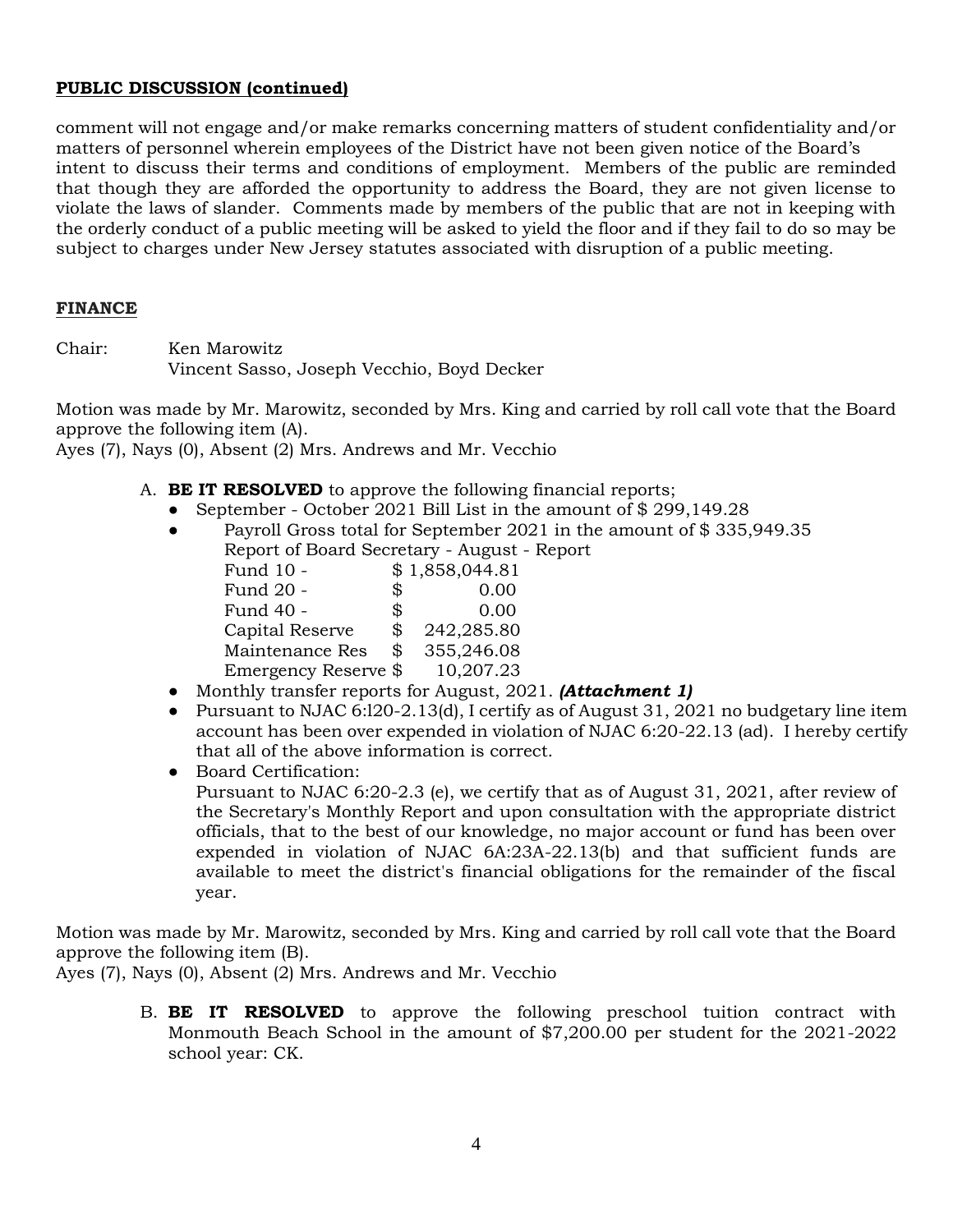**PUBLIC DISCUSSION (continued)**

comment will not engage and/or make remarks concerning matters of student confidentiality and/or matters of personnel wherein employees of the District have not been given notice of the Board's intent to discuss their terms and conditions of employment. Members of the public are reminded that though they are afforded the opportunity to address the Board, they are not given license to violate the laws of slander. Comments made by members of the public that are not in keeping with the orderly conduct of a public meeting will be asked to yield the floor and if they fail to do so may be subject to charges under New Jersey statutes associated with disruption of a public meeting.

**FINANCE**

Chair: Ken Marowitz
Vincent Sasso, Joseph Vecchio, Boyd Decker

Motion was made by Mr. Marowitz, seconded by Mrs. King and carried by roll call vote that the Board approve the following item (A).
Ayes (7), Nays (0), Absent (2) Mrs. Andrews and Mr. Vecchio

A. **BE IT RESOLVED** to approve the following financial reports;
   - September - October 2021 Bill List in the amount of $ 299,149.28
   - Payroll Gross total for September 2021 in the amount of $ 335,949.35
     Report of Board Secretary - August - Report

     | | |
     |---|---|
     | Fund 10 - | $ 1,858,044.81 |
     | Fund 20 - | $ 0.00 |
     | Fund 40 - | $ 0.00 |
     | Capital Reserve | $ 242,285.80 |
     | Maintenance Res | $ 355,246.08 |
     | Emergency Reserve | $ 10,207.23 |

   - Monthly transfer reports for August, 2021. ***(Attachment 1)***
   - Pursuant to NJAC 6:l20-2.13(d), I certify as of August 31, 2021 no budgetary line item account has been over expended in violation of NJAC 6:20-22.13 (ad). I hereby certify that all of the above information is correct.
   - Board Certification:
     Pursuant to NJAC 6:20-2.3 (e), we certify that as of August 31, 2021, after review of the Secretary's Monthly Report and upon consultation with the appropriate district officials, that to the best of our knowledge, no major account or fund has been over expended in violation of NJAC 6A:23A-22.13(b) and that sufficient funds are available to meet the district's financial obligations for the remainder of the fiscal year.

Motion was made by Mr. Marowitz, seconded by Mrs. King and carried by roll call vote that the Board approve the following item (B).
Ayes (7), Nays (0), Absent (2) Mrs. Andrews and Mr. Vecchio

B. **BE IT RESOLVED** to approve the following preschool tuition contract with Monmouth Beach School in the amount of $7,200.00 per student for the 2021-2022 school year: CK.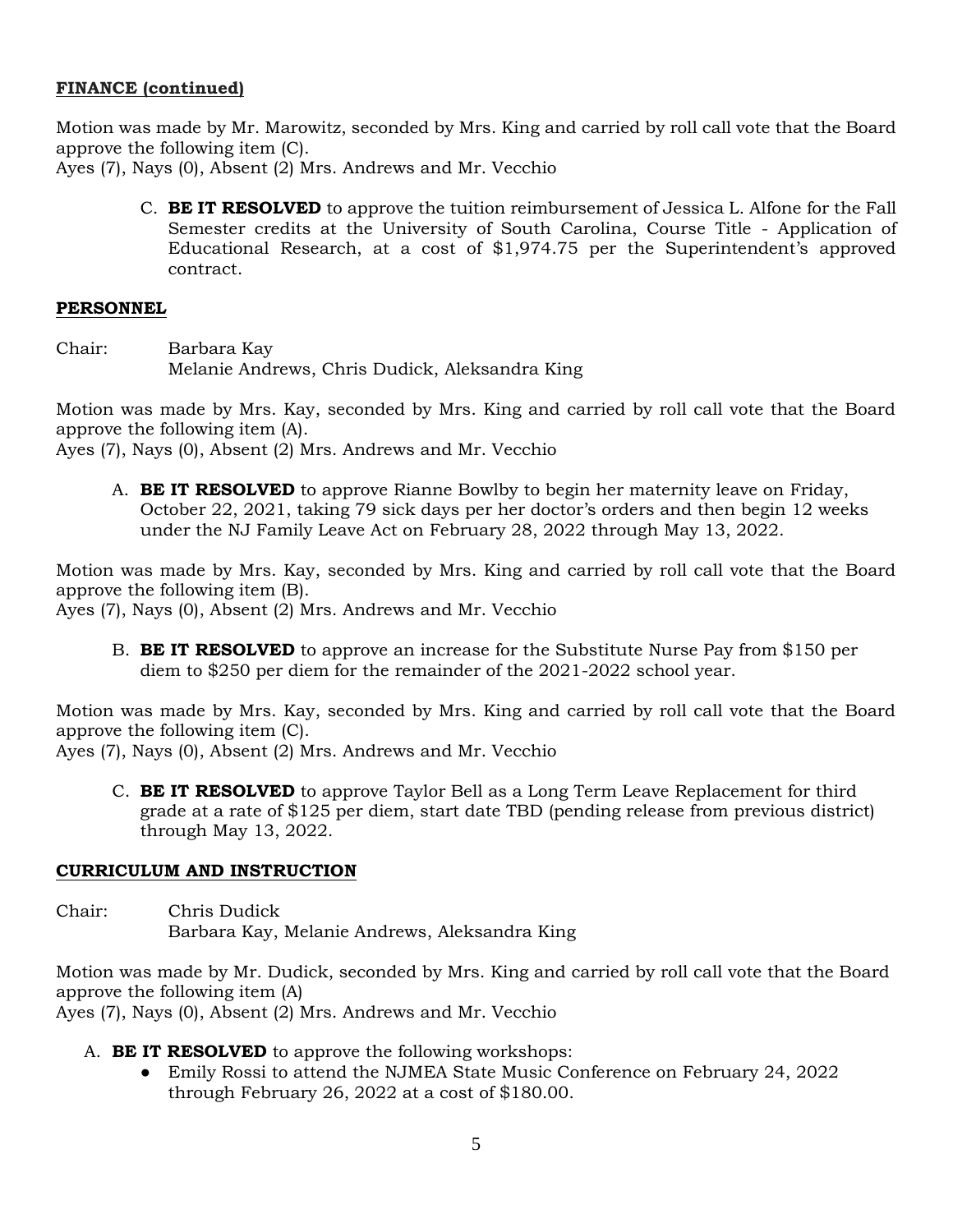**FINANCE (continued)**

Motion was made by Mr. Marowitz, seconded by Mrs. King and carried by roll call vote that the Board approve the following item (C).
Ayes (7), Nays (0), Absent (2) Mrs. Andrews and Mr. Vecchio

C. **BE IT RESOLVED** to approve the tuition reimbursement of Jessica L. Alfone for the Fall Semester credits at the University of South Carolina, Course Title - Application of Educational Research, at a cost of $1,974.75 per the Superintendent's approved contract.

**PERSONNEL**

Chair: Barbara Kay
Melanie Andrews, Chris Dudick, Aleksandra King

Motion was made by Mrs. Kay, seconded by Mrs. King and carried by roll call vote that the Board approve the following item (A).
Ayes (7), Nays (0), Absent (2) Mrs. Andrews and Mr. Vecchio

A. **BE IT RESOLVED** to approve Rianne Bowlby to begin her maternity leave on Friday, October 22, 2021, taking 79 sick days per her doctor's orders and then begin 12 weeks under the NJ Family Leave Act on February 28, 2022 through May 13, 2022.

Motion was made by Mrs. Kay, seconded by Mrs. King and carried by roll call vote that the Board approve the following item (B).
Ayes (7), Nays (0), Absent (2) Mrs. Andrews and Mr. Vecchio

B. **BE IT RESOLVED** to approve an increase for the Substitute Nurse Pay from $150 per diem to $250 per diem for the remainder of the 2021-2022 school year.

Motion was made by Mrs. Kay, seconded by Mrs. King and carried by roll call vote that the Board approve the following item (C).
Ayes (7), Nays (0), Absent (2) Mrs. Andrews and Mr. Vecchio

C. **BE IT RESOLVED** to approve Taylor Bell as a Long Term Leave Replacement for third grade at a rate of $125 per diem, start date TBD (pending release from previous district) through May 13, 2022.

**CURRICULUM AND INSTRUCTION**

Chair: Chris Dudick
Barbara Kay, Melanie Andrews, Aleksandra King

Motion was made by Mr. Dudick, seconded by Mrs. King and carried by roll call vote that the Board approve the following item (A)
Ayes (7), Nays (0), Absent (2) Mrs. Andrews and Mr. Vecchio

A. **BE IT RESOLVED** to approve the following workshops:
   - Emily Rossi to attend the NJMEA State Music Conference on February 24, 2022 through February 26, 2022 at a cost of $180.00.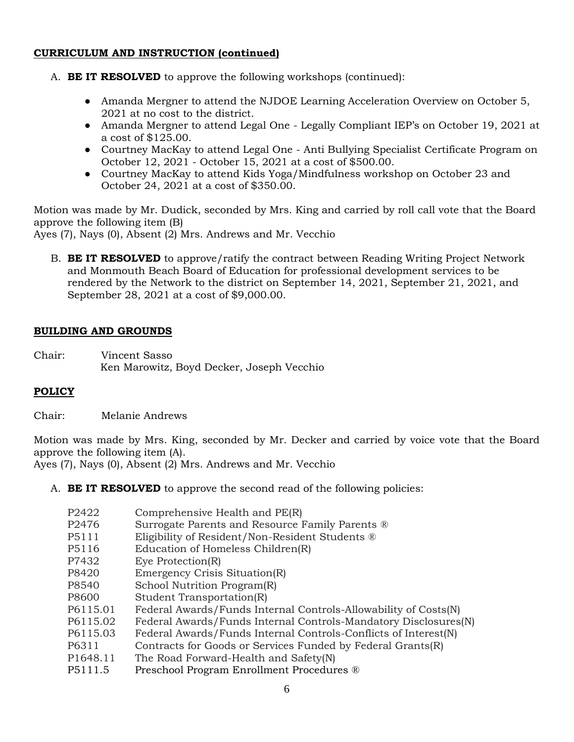**CURRICULUM AND INSTRUCTION (continued)**

A. **BE IT RESOLVED** to approve the following workshops (continued):

- Amanda Mergner to attend the NJDOE Learning Acceleration Overview on October 5, 2021 at no cost to the district.
- Amanda Mergner to attend Legal One - Legally Compliant IEP's on October 19, 2021 at a cost of $125.00.
- Courtney MacKay to attend Legal One - Anti Bullying Specialist Certificate Program on October 12, 2021 - October 15, 2021 at a cost of $500.00.
- Courtney MacKay to attend Kids Yoga/Mindfulness workshop on October 23 and October 24, 2021 at a cost of $350.00.

Motion was made by Mr. Dudick, seconded by Mrs. King and carried by roll call vote that the Board approve the following item (B)
Ayes (7), Nays (0), Absent (2) Mrs. Andrews and Mr. Vecchio

B. **BE IT RESOLVED** to approve/ratify the contract between Reading Writing Project Network and Monmouth Beach Board of Education for professional development services to be rendered by the Network to the district on September 14, 2021, September 21, 2021, and September 28, 2021 at a cost of $9,000.00.

**BUILDING AND GROUNDS**

Chair: Vincent Sasso
Ken Marowitz, Boyd Decker, Joseph Vecchio

**POLICY**

Chair: Melanie Andrews

Motion was made by Mrs. King, seconded by Mr. Decker and carried by voice vote that the Board approve the following item (A).
Ayes (7), Nays (0), Absent (2) Mrs. Andrews and Mr. Vecchio

A. **BE IT RESOLVED** to approve the second read of the following policies:

| | |
|---|---|
| P2422 | Comprehensive Health and PE(R) |
| P2476 | Surrogate Parents and Resource Family Parents ® |
| P5111 | Eligibility of Resident/Non-Resident Students ® |
| P5116 | Education of Homeless Children(R) |
| P7432 | Eye Protection(R) |
| P8420 | Emergency Crisis Situation(R) |
| P8540 | School Nutrition Program(R) |
| P8600 | Student Transportation(R) |
| P6115.01 | Federal Awards/Funds Internal Controls-Allowability of Costs(N) |
| P6115.02 | Federal Awards/Funds Internal Controls-Mandatory Disclosures(N) |
| P6115.03 | Federal Awards/Funds Internal Controls-Conflicts of Interest(N) |
| P6311 | Contracts for Goods or Services Funded by Federal Grants(R) |
| P1648.11 | The Road Forward-Health and Safety(N) |
| P5111.5 | Preschool Program Enrollment Procedures ® |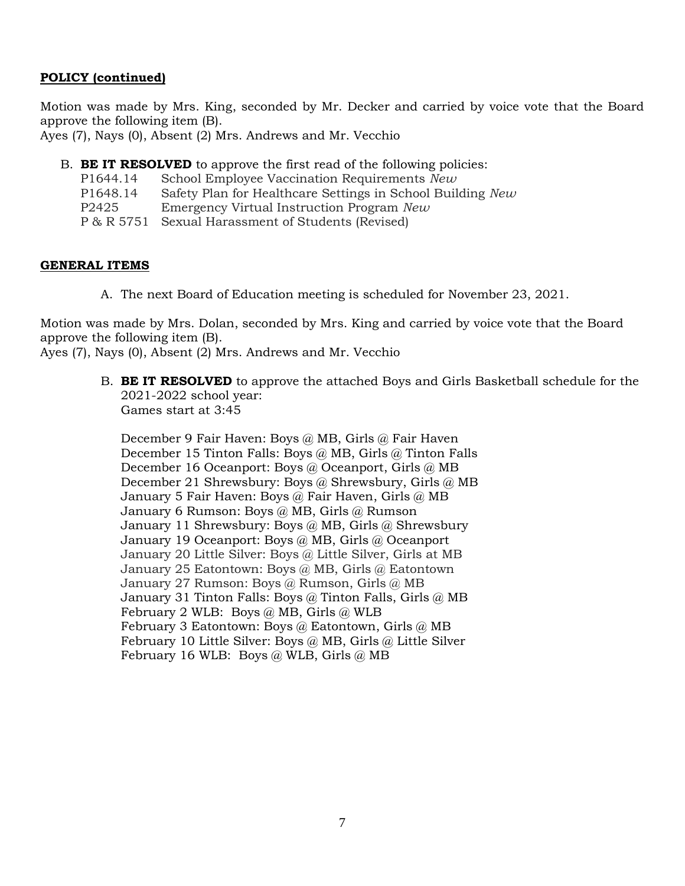**POLICY (continued)**

Motion was made by Mrs. King, seconded by Mr. Decker and carried by voice vote that the Board approve the following item (B).
Ayes (7), Nays (0), Absent (2) Mrs. Andrews and Mr. Vecchio

B. **BE IT RESOLVED** to approve the first read of the following policies:

| | |
|---|---|
| P1644.14 | School Employee Vaccination Requirements *New* |
| P1648.14 | Safety Plan for Healthcare Settings in School Building *New* |
| P2425 | Emergency Virtual Instruction Program *New* |
| P & R 5751 | Sexual Harassment of Students (Revised) |

**GENERAL ITEMS**

A. The next Board of Education meeting is scheduled for November 23, 2021.

Motion was made by Mrs. Dolan, seconded by Mrs. King and carried by voice vote that the Board approve the following item (B).
Ayes (7), Nays (0), Absent (2) Mrs. Andrews and Mr. Vecchio

B. **BE IT RESOLVED** to approve the attached Boys and Girls Basketball schedule for the 2021-2022 school year:
Games start at 3:45

December 9 Fair Haven: Boys @ MB, Girls @ Fair Haven
December 15 Tinton Falls: Boys @ MB, Girls @ Tinton Falls
December 16 Oceanport: Boys @ Oceanport, Girls @ MB
December 21 Shrewsbury: Boys @ Shrewsbury, Girls @ MB
January 5 Fair Haven: Boys @ Fair Haven, Girls @ MB
January 6 Rumson: Boys @ MB, Girls @ Rumson
January 11 Shrewsbury: Boys @ MB, Girls @ Shrewsbury
January 19 Oceanport: Boys @ MB, Girls @ Oceanport
January 20 Little Silver: Boys @ Little Silver, Girls at MB
January 25 Eatontown: Boys @ MB, Girls @ Eatontown
January 27 Rumson: Boys @ Rumson, Girls @ MB
January 31 Tinton Falls: Boys @ Tinton Falls, Girls @ MB
February 2 WLB: Boys @ MB, Girls @ WLB
February 3 Eatontown: Boys @ Eatontown, Girls @ MB
February 10 Little Silver: Boys @ MB, Girls @ Little Silver
February 16 WLB: Boys @ WLB, Girls @ MB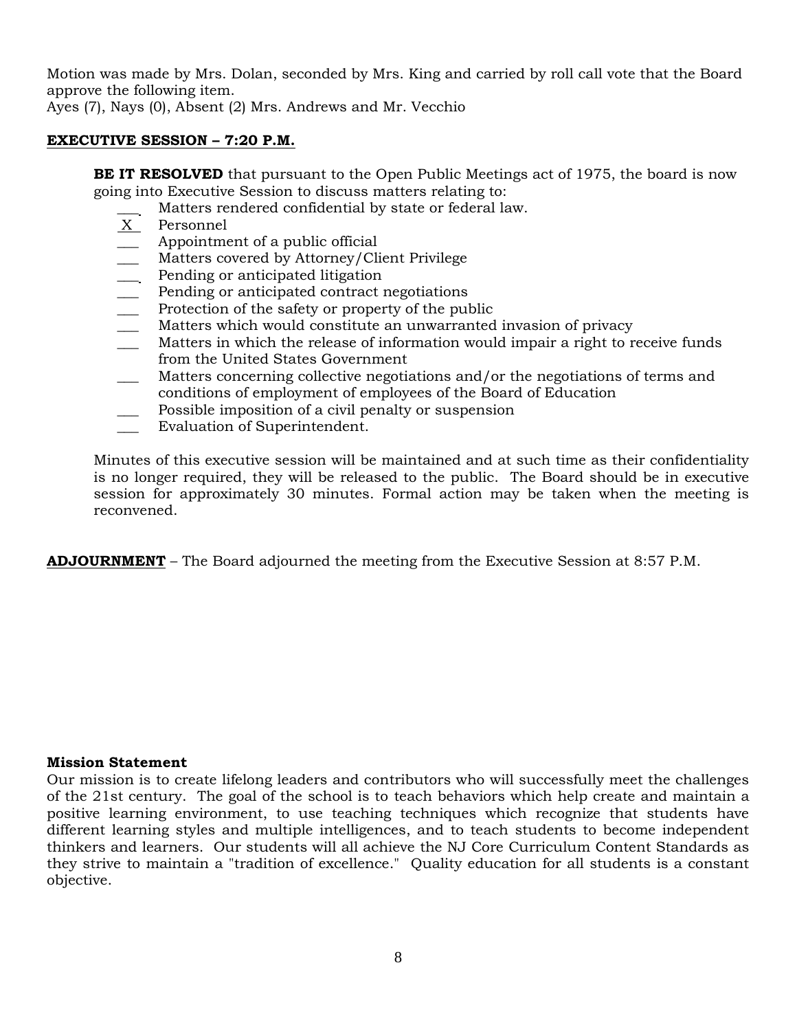Motion was made by Mrs. Dolan, seconded by Mrs. King and carried by roll call vote that the Board approve the following item.
Ayes (7), Nays (0), Absent (2) Mrs. Andrews and Mr. Vecchio

**EXECUTIVE SESSION – 7:20 P.M.**

**BE IT RESOLVED** that pursuant to the Open Public Meetings act of 1975, the board is now going into Executive Session to discuss matters relating to:

- ___ Matters rendered confidential by state or federal law.
- X Personnel
- ___ Appointment of a public official
- ___ Matters covered by Attorney/Client Privilege
- ___ Pending or anticipated litigation
- ___ Pending or anticipated contract negotiations
- ___ Protection of the safety or property of the public
- ___ Matters which would constitute an unwarranted invasion of privacy
- ___ Matters in which the release of information would impair a right to receive funds from the United States Government
- ___ Matters concerning collective negotiations and/or the negotiations of terms and conditions of employment of employees of the Board of Education
- ___ Possible imposition of a civil penalty or suspension
- ___ Evaluation of Superintendent.

Minutes of this executive session will be maintained and at such time as their confidentiality is no longer required, they will be released to the public. The Board should be in executive session for approximately 30 minutes. Formal action may be taken when the meeting is reconvened.

**ADJOURNMENT** – The Board adjourned the meeting from the Executive Session at 8:57 P.M.

**Mission Statement**
Our mission is to create lifelong leaders and contributors who will successfully meet the challenges of the 21st century. The goal of the school is to teach behaviors which help create and maintain a positive learning environment, to use teaching techniques which recognize that students have different learning styles and multiple intelligences, and to teach students to become independent thinkers and learners. Our students will all achieve the NJ Core Curriculum Content Standards as they strive to maintain a "tradition of excellence." Quality education for all students is a constant objective.